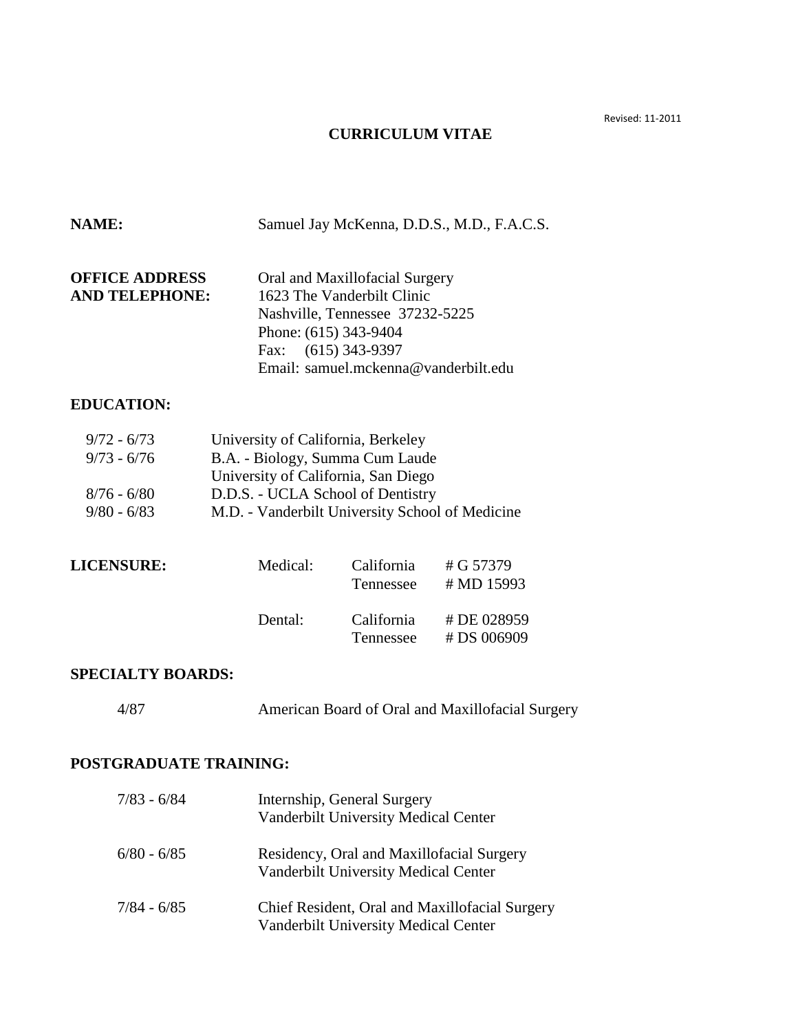Revised: 11-2011

# CURRICULUM VITAE

**NAME:** Samuel Jay McKenna, D.D.S., M.D., F.A.C.S.

**OFFICE ADDRESS AND TELEPHONE:**
Oral and Maxillofacial Surgery
1623 The Vanderbilt Clinic
Nashville, Tennessee 37232-5225
Phone: (615) 343-9404
Fax: (615) 343-9397
Email: samuel.mckenna@vanderbilt.edu

## EDUCATION:

| | |
|---|---|
| 9/72 - 6/73 | University of California, Berkeley |
| 9/73 - 6/76 | B.A. - Biology, Summa Cum Laude<br>University of California, San Diego |
| 8/76 - 6/80 | D.D.S. - UCLA School of Dentistry |
| 9/80 - 6/83 | M.D. - Vanderbilt University School of Medicine |

## LICENSURE:

| | | |
|---|---|---|
| Medical: | California | # G 57379 |
| | Tennessee | # MD 15993 |
| Dental: | California | # DE 028959 |
| | Tennessee | # DS 006909 |

## SPECIALTY BOARDS:

4/87 American Board of Oral and Maxillofacial Surgery

## POSTGRADUATE TRAINING:

| | |
|---|---|
| 7/83 - 6/84 | Internship, General Surgery<br>Vanderbilt University Medical Center |
| 6/80 - 6/85 | Residency, Oral and Maxillofacial Surgery<br>Vanderbilt University Medical Center |
| 7/84 - 6/85 | Chief Resident, Oral and Maxillofacial Surgery<br>Vanderbilt University Medical Center |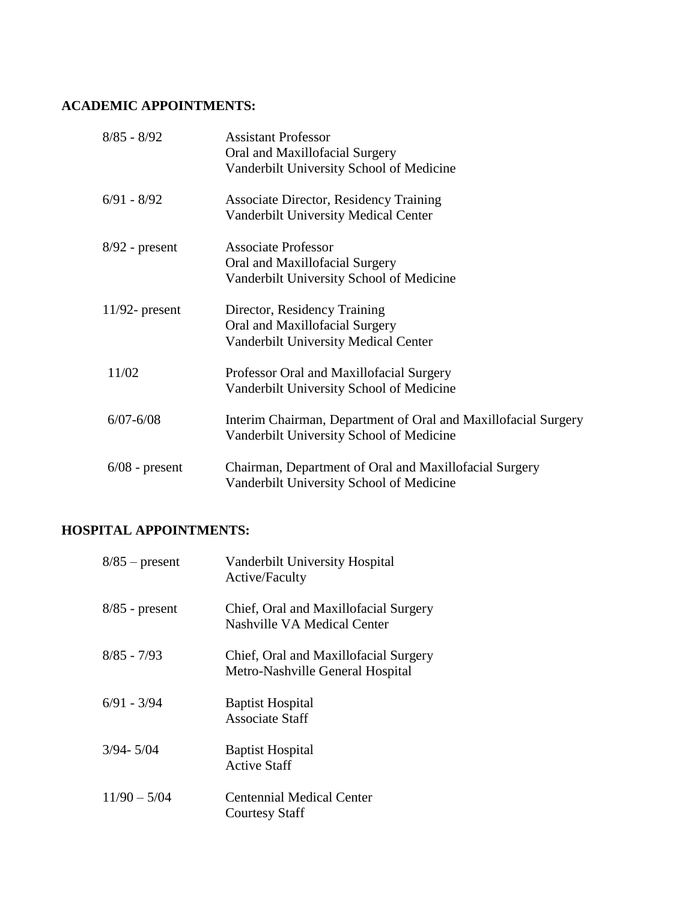## ACADEMIC APPOINTMENTS:

| | |
|---|---|
| 8/85 - 8/92 | Assistant Professor<br>Oral and Maxillofacial Surgery<br>Vanderbilt University School of Medicine |
| 6/91 - 8/92 | Associate Director, Residency Training<br>Vanderbilt University Medical Center |
| 8/92 - present | Associate Professor<br>Oral and Maxillofacial Surgery<br>Vanderbilt University School of Medicine |
| 11/92- present | Director, Residency Training<br>Oral and Maxillofacial Surgery<br>Vanderbilt University Medical Center |
| 11/02 | Professor Oral and Maxillofacial Surgery<br>Vanderbilt University School of Medicine |
| 6/07-6/08 | Interim Chairman, Department of Oral and Maxillofacial Surgery<br>Vanderbilt University School of Medicine |
| 6/08 - present | Chairman, Department of Oral and Maxillofacial Surgery<br>Vanderbilt University School of Medicine |

## HOSPITAL APPOINTMENTS:

| | |
|---|---|
| 8/85 – present | Vanderbilt University Hospital<br>Active/Faculty |
| 8/85 - present | Chief, Oral and Maxillofacial Surgery<br>Nashville VA Medical Center |
| 8/85 - 7/93 | Chief, Oral and Maxillofacial Surgery<br>Metro-Nashville General Hospital |
| 6/91 - 3/94 | Baptist Hospital<br>Associate Staff |
| 3/94- 5/04 | Baptist Hospital<br>Active Staff |
| 11/90 – 5/04 | Centennial Medical Center<br>Courtesy Staff |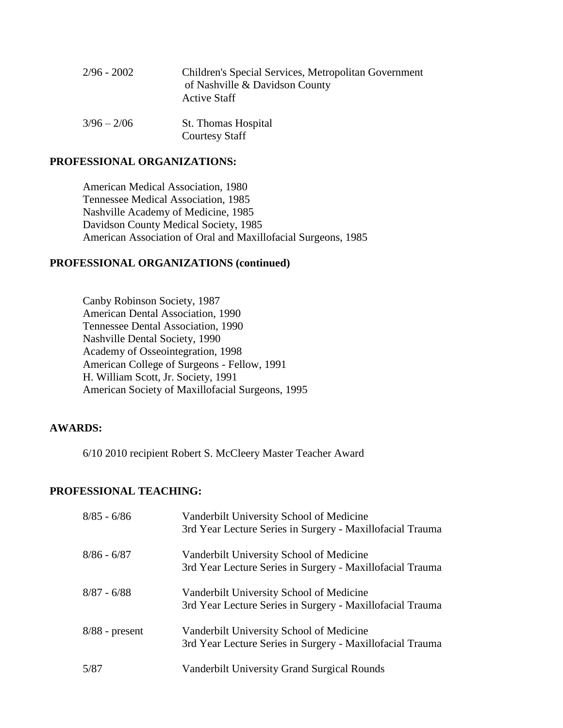| | |
|---|---|
| 2/96 - 2002 | Children's Special Services, Metropolitan Government of Nashville & Davidson County<br>Active Staff |
| 3/96 – 2/06 | St. Thomas Hospital<br>Courtesy Staff |

**PROFESSIONAL ORGANIZATIONS:**

American Medical Association, 1980
Tennessee Medical Association, 1985
Nashville Academy of Medicine, 1985
Davidson County Medical Society, 1985
American Association of Oral and Maxillofacial Surgeons, 1985

**PROFESSIONAL ORGANIZATIONS (continued)**

Canby Robinson Society, 1987
American Dental Association, 1990
Tennessee Dental Association, 1990
Nashville Dental Society, 1990
Academy of Osseointegration, 1998
American College of Surgeons - Fellow, 1991
H. William Scott, Jr. Society, 1991
American Society of Maxillofacial Surgeons, 1995

**AWARDS:**

6/10 2010 recipient Robert S. McCleery Master Teacher Award

**PROFESSIONAL TEACHING:**

| | |
|---|---|
| 8/85 - 6/86 | Vanderbilt University School of Medicine<br>3rd Year Lecture Series in Surgery - Maxillofacial Trauma |
| 8/86 - 6/87 | Vanderbilt University School of Medicine<br>3rd Year Lecture Series in Surgery - Maxillofacial Trauma |
| 8/87 - 6/88 | Vanderbilt University School of Medicine<br>3rd Year Lecture Series in Surgery - Maxillofacial Trauma |
| 8/88 - present | Vanderbilt University School of Medicine<br>3rd Year Lecture Series in Surgery - Maxillofacial Trauma |
| 5/87 | Vanderbilt University Grand Surgical Rounds |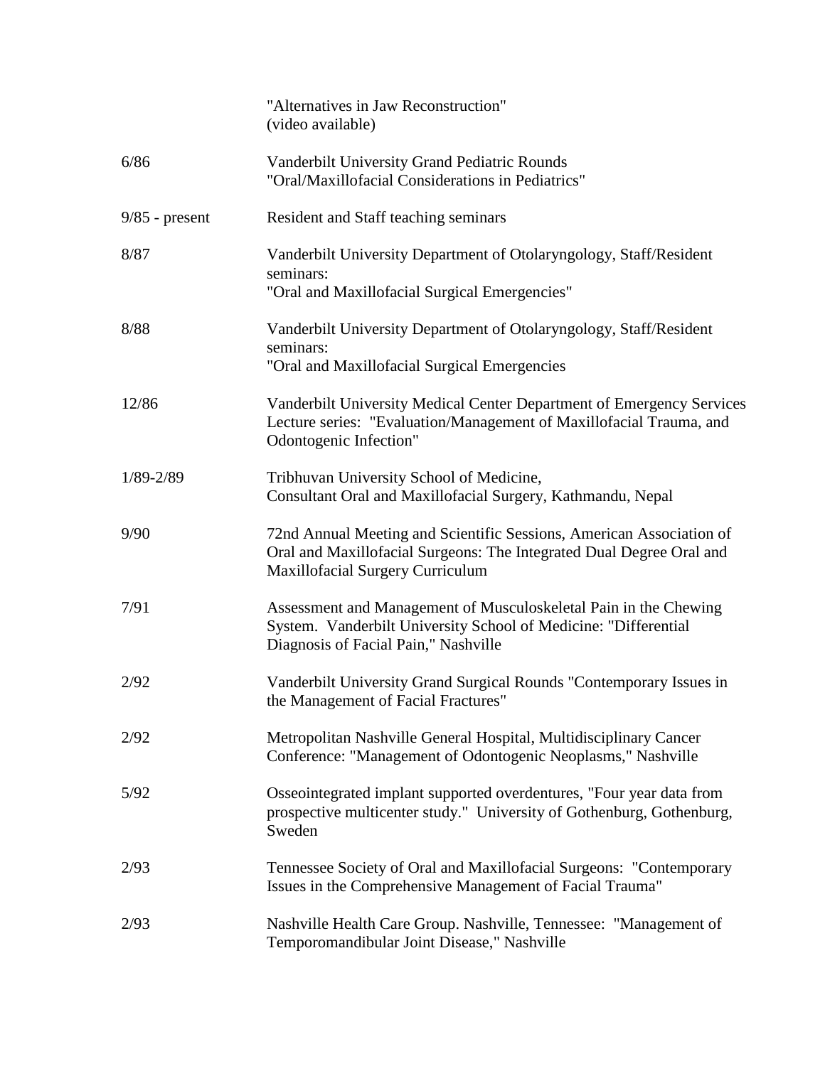|  |  |
|---|---|
|  | "Alternatives in Jaw Reconstruction" (video available) |
| 6/86 | Vanderbilt University Grand Pediatric Rounds "Oral/Maxillofacial Considerations in Pediatrics" |
| 9/85 - present | Resident and Staff teaching seminars |
| 8/87 | Vanderbilt University Department of Otolaryngology, Staff/Resident seminars: "Oral and Maxillofacial Surgical Emergencies" |
| 8/88 | Vanderbilt University Department of Otolaryngology, Staff/Resident seminars: "Oral and Maxillofacial Surgical Emergencies |
| 12/86 | Vanderbilt University Medical Center Department of Emergency Services Lecture series: "Evaluation/Management of Maxillofacial Trauma, and Odontogenic Infection" |
| 1/89-2/89 | Tribhuvan University School of Medicine, Consultant Oral and Maxillofacial Surgery, Kathmandu, Nepal |
| 9/90 | 72nd Annual Meeting and Scientific Sessions, American Association of Oral and Maxillofacial Surgeons: The Integrated Dual Degree Oral and Maxillofacial Surgery Curriculum |
| 7/91 | Assessment and Management of Musculoskeletal Pain in the Chewing System. Vanderbilt University School of Medicine: "Differential Diagnosis of Facial Pain," Nashville |
| 2/92 | Vanderbilt University Grand Surgical Rounds "Contemporary Issues in the Management of Facial Fractures" |
| 2/92 | Metropolitan Nashville General Hospital, Multidisciplinary Cancer Conference: "Management of Odontogenic Neoplasms," Nashville |
| 5/92 | Osseointegrated implant supported overdentures, "Four year data from prospective multicenter study." University of Gothenburg, Gothenburg, Sweden |
| 2/93 | Tennessee Society of Oral and Maxillofacial Surgeons: "Contemporary Issues in the Comprehensive Management of Facial Trauma" |
| 2/93 | Nashville Health Care Group. Nashville, Tennessee: "Management of Temporomandibular Joint Disease," Nashville |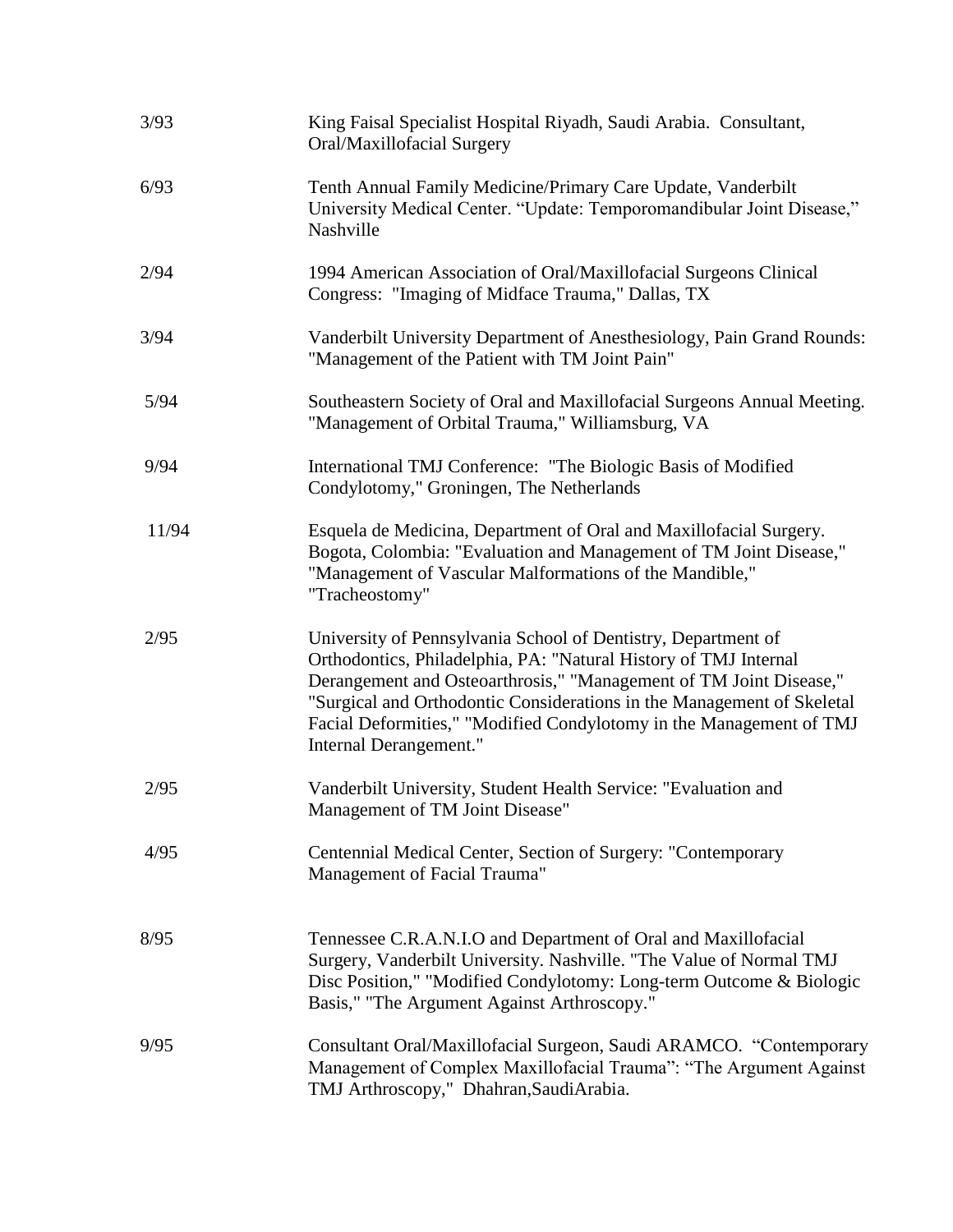| | |
|---|---|
| 3/93 | King Faisal Specialist Hospital Riyadh, Saudi Arabia. Consultant, Oral/Maxillofacial Surgery |
| 6/93 | Tenth Annual Family Medicine/Primary Care Update, Vanderbilt University Medical Center. "Update: Temporomandibular Joint Disease," Nashville |
| 2/94 | 1994 American Association of Oral/Maxillofacial Surgeons Clinical Congress: "Imaging of Midface Trauma," Dallas, TX |
| 3/94 | Vanderbilt University Department of Anesthesiology, Pain Grand Rounds: "Management of the Patient with TM Joint Pain" |
| 5/94 | Southeastern Society of Oral and Maxillofacial Surgeons Annual Meeting. "Management of Orbital Trauma," Williamsburg, VA |
| 9/94 | International TMJ Conference: "The Biologic Basis of Modified Condylotomy," Groningen, The Netherlands |
| 11/94 | Esquela de Medicina, Department of Oral and Maxillofacial Surgery. Bogota, Colombia: "Evaluation and Management of TM Joint Disease," "Management of Vascular Malformations of the Mandible," "Tracheostomy" |
| 2/95 | University of Pennsylvania School of Dentistry, Department of Orthodontics, Philadelphia, PA: "Natural History of TMJ Internal Derangement and Osteoarthrosis," "Management of TM Joint Disease," "Surgical and Orthodontic Considerations in the Management of Skeletal Facial Deformities," "Modified Condylotomy in the Management of TMJ Internal Derangement." |
| 2/95 | Vanderbilt University, Student Health Service: "Evaluation and Management of TM Joint Disease" |
| 4/95 | Centennial Medical Center, Section of Surgery: "Contemporary Management of Facial Trauma" |
| 8/95 | Tennessee C.R.A.N.I.O and Department of Oral and Maxillofacial Surgery, Vanderbilt University. Nashville. "The Value of Normal TMJ Disc Position," "Modified Condylotomy: Long-term Outcome & Biologic Basis," "The Argument Against Arthroscopy." |
| 9/95 | Consultant Oral/Maxillofacial Surgeon, Saudi ARAMCO. "Contemporary Management of Complex Maxillofacial Trauma": "The Argument Against TMJ Arthroscopy," Dhahran,SaudiArabia. |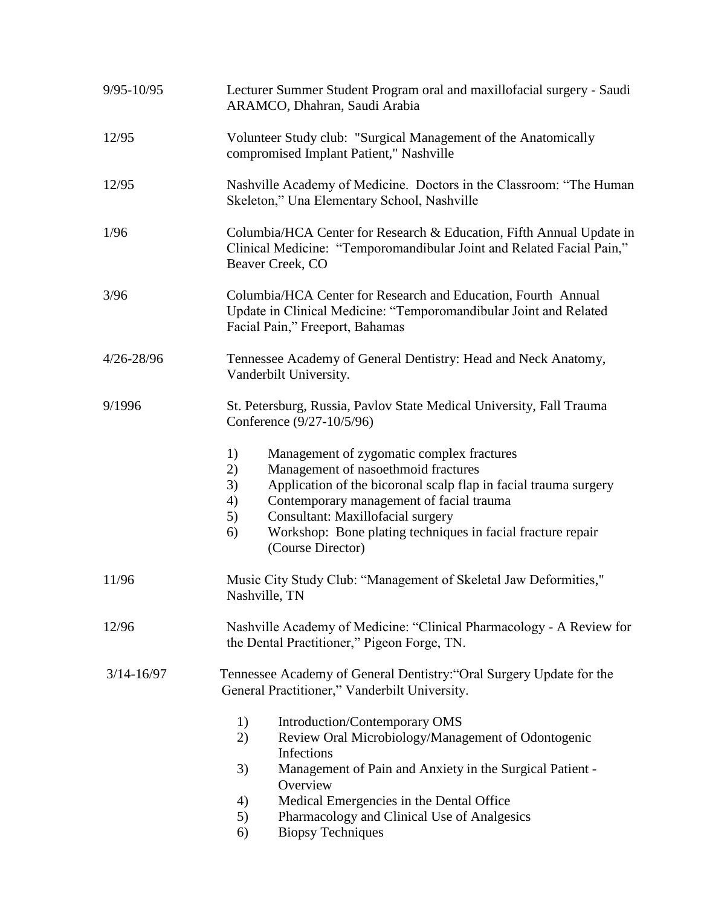9/95-10/95 Lecturer Summer Student Program oral and maxillofacial surgery - Saudi ARAMCO, Dhahran, Saudi Arabia

12/95 Volunteer Study club: "Surgical Management of the Anatomically compromised Implant Patient," Nashville

12/95 Nashville Academy of Medicine. Doctors in the Classroom: "The Human Skeleton," Una Elementary School, Nashville

1/96 Columbia/HCA Center for Research & Education, Fifth Annual Update in Clinical Medicine: "Temporomandibular Joint and Related Facial Pain," Beaver Creek, CO

3/96 Columbia/HCA Center for Research and Education, Fourth Annual Update in Clinical Medicine: "Temporomandibular Joint and Related Facial Pain," Freeport, Bahamas

4/26-28/96 Tennessee Academy of General Dentistry: Head and Neck Anatomy, Vanderbilt University.

9/1996 St. Petersburg, Russia, Pavlov State Medical University, Fall Trauma Conference (9/27-10/5/96)

1) Management of zygomatic complex fractures
2) Management of nasoethmoid fractures
3) Application of the bicoronal scalp flap in facial trauma surgery
4) Contemporary management of facial trauma
5) Consultant: Maxillofacial surgery
6) Workshop: Bone plating techniques in facial fracture repair (Course Director)

11/96 Music City Study Club: "Management of Skeletal Jaw Deformities," Nashville, TN

12/96 Nashville Academy of Medicine: "Clinical Pharmacology - A Review for the Dental Practitioner," Pigeon Forge, TN.

3/14-16/97 Tennessee Academy of General Dentistry: "Oral Surgery Update for the General Practitioner," Vanderbilt University.

1) Introduction/Contemporary OMS
2) Review Oral Microbiology/Management of Odontogenic Infections
3) Management of Pain and Anxiety in the Surgical Patient - Overview
4) Medical Emergencies in the Dental Office
5) Pharmacology and Clinical Use of Analgesics
6) Biopsy Techniques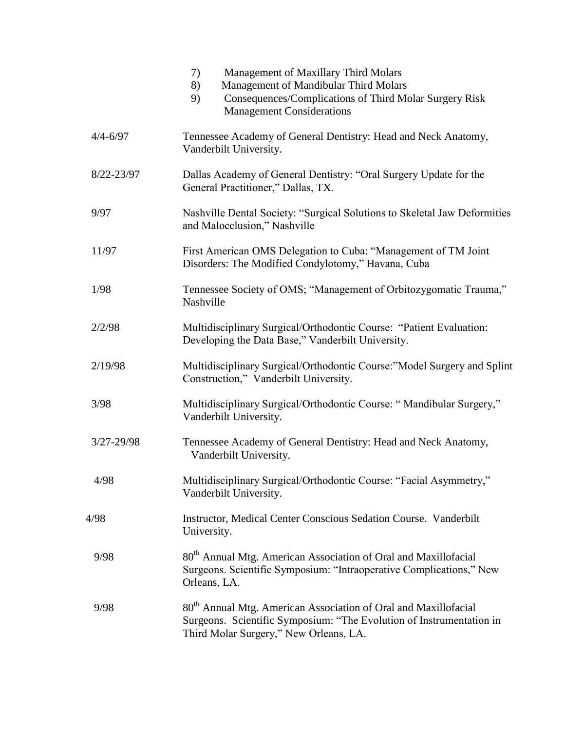7) Management of Maxillary Third Molars
8) Management of Mandibular Third Molars
9) Consequences/Complications of Third Molar Surgery Risk Management Considerations

| | |
|---|---|
| 4/4-6/97 | Tennessee Academy of General Dentistry: Head and Neck Anatomy, Vanderbilt University. |
| 8/22-23/97 | Dallas Academy of General Dentistry: “Oral Surgery Update for the General Practitioner,” Dallas, TX. |
| 9/97 | Nashville Dental Society: “Surgical Solutions to Skeletal Jaw Deformities and Malocclusion,” Nashville |
| 11/97 | First American OMS Delegation to Cuba: “Management of TM Joint Disorders: The Modified Condylotomy,” Havana, Cuba |
| 1/98 | Tennessee Society of OMS; “Management of Orbitozygomatic Trauma,” Nashville |
| 2/2/98 | Multidisciplinary Surgical/Orthodontic Course: “Patient Evaluation: Developing the Data Base,” Vanderbilt University. |
| 2/19/98 | Multidisciplinary Surgical/Orthodontic Course:”Model Surgery and Splint Construction,” Vanderbilt University. |
| 3/98 | Multidisciplinary Surgical/Orthodontic Course: “ Mandibular Surgery,” Vanderbilt University. |
| 3/27-29/98 | Tennessee Academy of General Dentistry: Head and Neck Anatomy, Vanderbilt University. |
| 4/98 | Multidisciplinary Surgical/Orthodontic Course: “Facial Asymmetry,” Vanderbilt University. |
| 4/98 | Instructor, Medical Center Conscious Sedation Course. Vanderbilt University. |
| 9/98 | 80th Annual Mtg. American Association of Oral and Maxillofacial Surgeons. Scientific Symposium: “Intraoperative Complications,” New Orleans, LA. |
| 9/98 | 80th Annual Mtg. American Association of Oral and Maxillofacial Surgeons. Scientific Symposium: “The Evolution of Instrumentation in Third Molar Surgery,” New Orleans, LA. |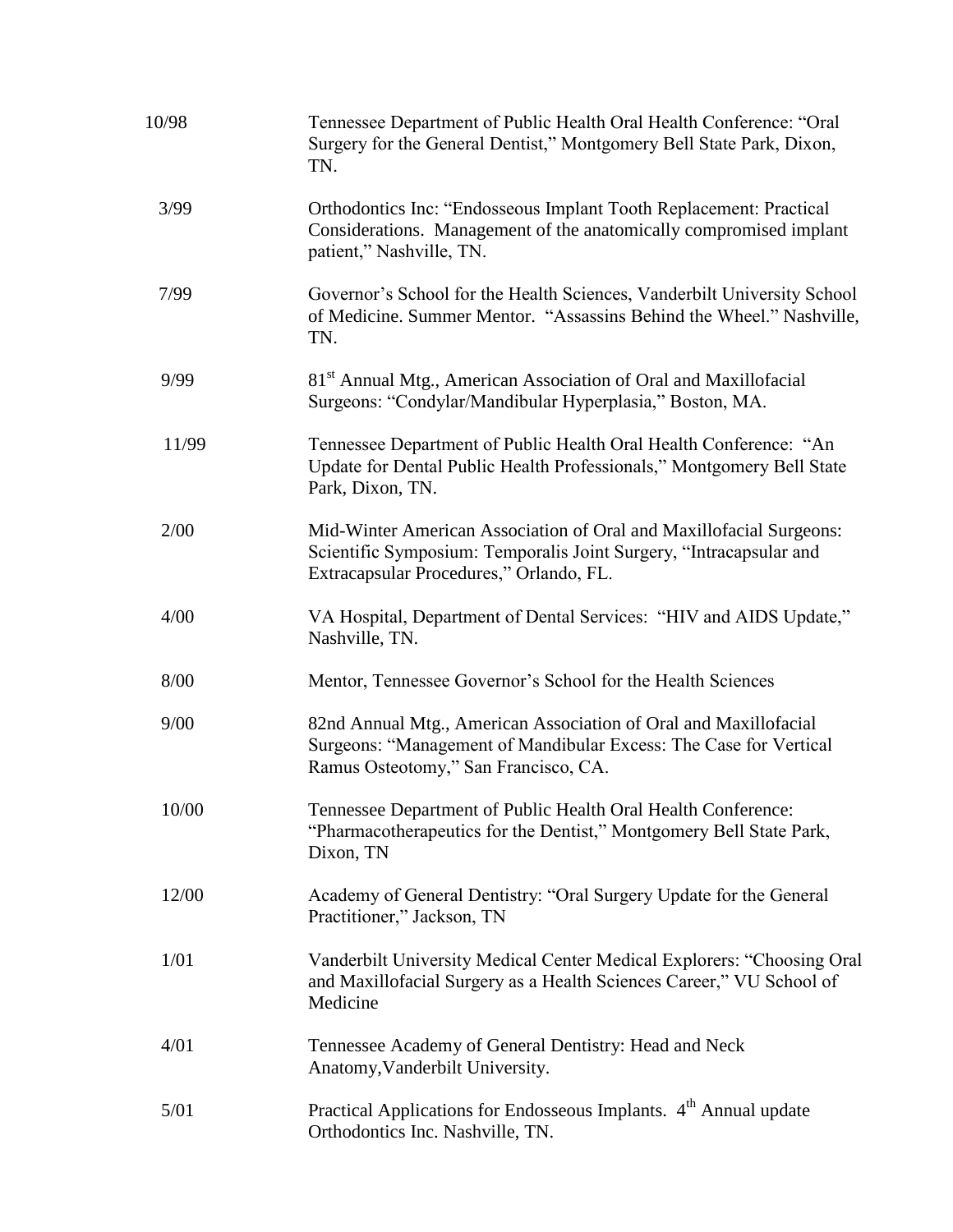| | |
|---|---|
| 10/98 | Tennessee Department of Public Health Oral Health Conference: "Oral Surgery for the General Dentist," Montgomery Bell State Park, Dixon, TN. |
| 3/99 | Orthodontics Inc: "Endosseous Implant Tooth Replacement: Practical Considerations. Management of the anatomically compromised implant patient," Nashville, TN. |
| 7/99 | Governor's School for the Health Sciences, Vanderbilt University School of Medicine. Summer Mentor. "Assassins Behind the Wheel." Nashville, TN. |
| 9/99 | 81st Annual Mtg., American Association of Oral and Maxillofacial Surgeons: "Condylar/Mandibular Hyperplasia," Boston, MA. |
| 11/99 | Tennessee Department of Public Health Oral Health Conference: "An Update for Dental Public Health Professionals," Montgomery Bell State Park, Dixon, TN. |
| 2/00 | Mid-Winter American Association of Oral and Maxillofacial Surgeons: Scientific Symposium: Temporalis Joint Surgery, "Intracapsular and Extracapsular Procedures," Orlando, FL. |
| 4/00 | VA Hospital, Department of Dental Services: "HIV and AIDS Update," Nashville, TN. |
| 8/00 | Mentor, Tennessee Governor's School for the Health Sciences |
| 9/00 | 82nd Annual Mtg., American Association of Oral and Maxillofacial Surgeons: "Management of Mandibular Excess: The Case for Vertical Ramus Osteotomy," San Francisco, CA. |
| 10/00 | Tennessee Department of Public Health Oral Health Conference: "Pharmacotherapeutics for the Dentist," Montgomery Bell State Park, Dixon, TN |
| 12/00 | Academy of General Dentistry: "Oral Surgery Update for the General Practitioner," Jackson, TN |
| 1/01 | Vanderbilt University Medical Center Medical Explorers: "Choosing Oral and Maxillofacial Surgery as a Health Sciences Career," VU School of Medicine |
| 4/01 | Tennessee Academy of General Dentistry: Head and Neck Anatomy,Vanderbilt University. |
| 5/01 | Practical Applications for Endosseous Implants. 4th Annual update Orthodontics Inc. Nashville, TN. |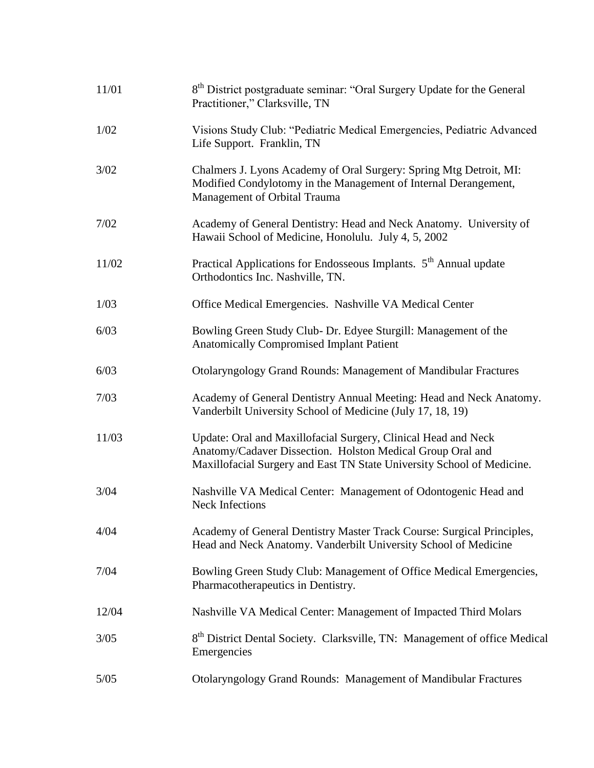| | |
|---|---|
| 11/01 | 8th District postgraduate seminar: “Oral Surgery Update for the General Practitioner,” Clarksville, TN |
| 1/02 | Visions Study Club: “Pediatric Medical Emergencies, Pediatric Advanced Life Support. Franklin, TN |
| 3/02 | Chalmers J. Lyons Academy of Oral Surgery: Spring Mtg Detroit, MI: Modified Condylotomy in the Management of Internal Derangement, Management of Orbital Trauma |
| 7/02 | Academy of General Dentistry: Head and Neck Anatomy. University of Hawaii School of Medicine, Honolulu. July 4, 5, 2002 |
| 11/02 | Practical Applications for Endosseous Implants. 5th Annual update Orthodontics Inc. Nashville, TN. |
| 1/03 | Office Medical Emergencies. Nashville VA Medical Center |
| 6/03 | Bowling Green Study Club- Dr. Edyee Sturgill: Management of the Anatomically Compromised Implant Patient |
| 6/03 | Otolaryngology Grand Rounds: Management of Mandibular Fractures |
| 7/03 | Academy of General Dentistry Annual Meeting: Head and Neck Anatomy. Vanderbilt University School of Medicine (July 17, 18, 19) |
| 11/03 | Update: Oral and Maxillofacial Surgery, Clinical Head and Neck Anatomy/Cadaver Dissection. Holston Medical Group Oral and Maxillofacial Surgery and East TN State University School of Medicine. |
| 3/04 | Nashville VA Medical Center: Management of Odontogenic Head and Neck Infections |
| 4/04 | Academy of General Dentistry Master Track Course: Surgical Principles, Head and Neck Anatomy. Vanderbilt University School of Medicine |
| 7/04 | Bowling Green Study Club: Management of Office Medical Emergencies, Pharmacotherapeutics in Dentistry. |
| 12/04 | Nashville VA Medical Center: Management of Impacted Third Molars |
| 3/05 | 8th District Dental Society. Clarksville, TN: Management of office Medical Emergencies |
| 5/05 | Otolaryngology Grand Rounds: Management of Mandibular Fractures |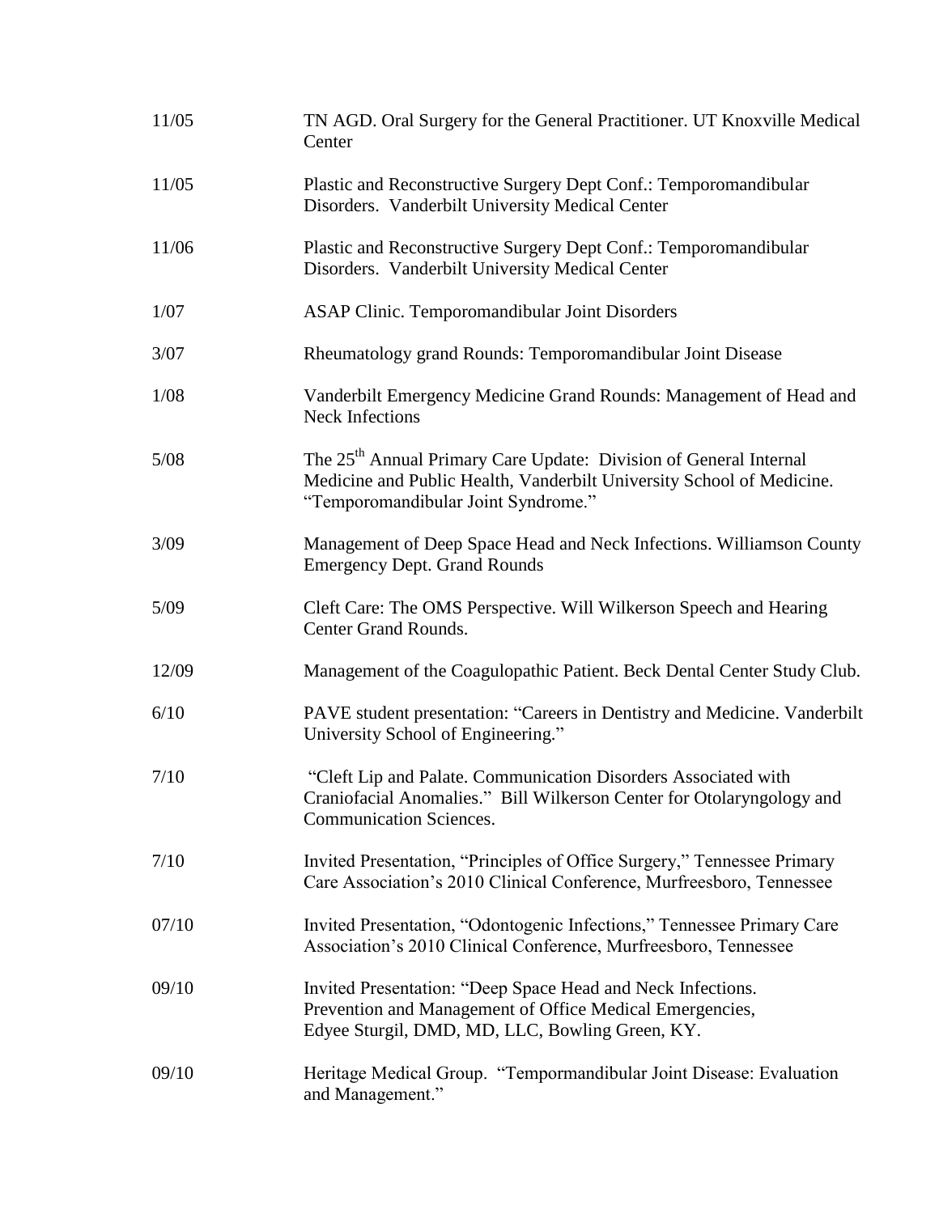| | |
|---|---|
| 11/05 | TN AGD. Oral Surgery for the General Practitioner. UT Knoxville Medical Center |
| 11/05 | Plastic and Reconstructive Surgery Dept Conf.: Temporomandibular Disorders. Vanderbilt University Medical Center |
| 11/06 | Plastic and Reconstructive Surgery Dept Conf.: Temporomandibular Disorders. Vanderbilt University Medical Center |
| 1/07 | ASAP Clinic. Temporomandibular Joint Disorders |
| 3/07 | Rheumatology grand Rounds: Temporomandibular Joint Disease |
| 1/08 | Vanderbilt Emergency Medicine Grand Rounds: Management of Head and Neck Infections |
| 5/08 | The 25th Annual Primary Care Update: Division of General Internal Medicine and Public Health, Vanderbilt University School of Medicine. "Temporomandibular Joint Syndrome." |
| 3/09 | Management of Deep Space Head and Neck Infections. Williamson County Emergency Dept. Grand Rounds |
| 5/09 | Cleft Care: The OMS Perspective. Will Wilkerson Speech and Hearing Center Grand Rounds. |
| 12/09 | Management of the Coagulopathic Patient. Beck Dental Center Study Club. |
| 6/10 | PAVE student presentation: "Careers in Dentistry and Medicine. Vanderbilt University School of Engineering." |
| 7/10 | "Cleft Lip and Palate. Communication Disorders Associated with Craniofacial Anomalies." Bill Wilkerson Center for Otolaryngology and Communication Sciences. |
| 7/10 | Invited Presentation, "Principles of Office Surgery," Tennessee Primary Care Association's 2010 Clinical Conference, Murfreesboro, Tennessee |
| 07/10 | Invited Presentation, "Odontogenic Infections," Tennessee Primary Care Association's 2010 Clinical Conference, Murfreesboro, Tennessee |
| 09/10 | Invited Presentation: "Deep Space Head and Neck Infections. Prevention and Management of Office Medical Emergencies, Edyee Sturgil, DMD, MD, LLC, Bowling Green, KY. |
| 09/10 | Heritage Medical Group. "Tempormandibular Joint Disease: Evaluation and Management." |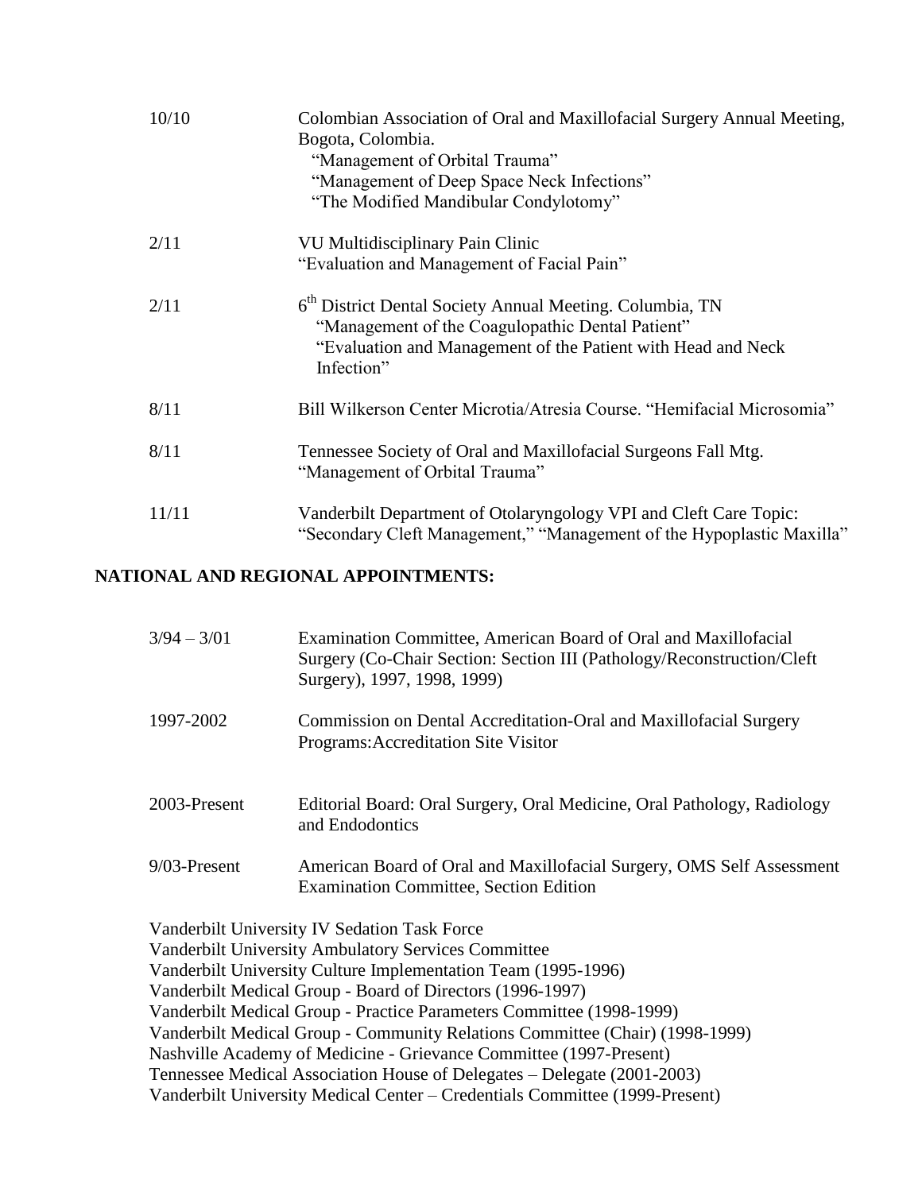| | |
|---|---|
| 10/10 | Colombian Association of Oral and Maxillofacial Surgery Annual Meeting, Bogota, Colombia. "Management of Orbital Trauma" "Management of Deep Space Neck Infections" "The Modified Mandibular Condylotomy" |
| 2/11 | VU Multidisciplinary Pain Clinic "Evaluation and Management of Facial Pain" |
| 2/11 | 6th District Dental Society Annual Meeting. Columbia, TN "Management of the Coagulopathic Dental Patient" "Evaluation and Management of the Patient with Head and Neck Infection" |
| 8/11 | Bill Wilkerson Center Microtia/Atresia Course. "Hemifacial Microsomia" |
| 8/11 | Tennessee Society of Oral and Maxillofacial Surgeons Fall Mtg. "Management of Orbital Trauma" |
| 11/11 | Vanderbilt Department of Otolaryngology VPI and Cleft Care Topic: "Secondary Cleft Management," "Management of the Hypoplastic Maxilla" |

**NATIONAL AND REGIONAL APPOINTMENTS:**

| | |
|---|---|
| 3/94 – 3/01 | Examination Committee, American Board of Oral and Maxillofacial Surgery (Co-Chair Section: Section III (Pathology/Reconstruction/Cleft Surgery), 1997, 1998, 1999) |
| 1997-2002 | Commission on Dental Accreditation-Oral and Maxillofacial Surgery Programs:Accreditation Site Visitor |
| 2003-Present | Editorial Board: Oral Surgery, Oral Medicine, Oral Pathology, Radiology and Endodontics |
| 9/03-Present | American Board of Oral and Maxillofacial Surgery, OMS Self Assessment Examination Committee, Section Edition |

Vanderbilt University IV Sedation Task Force
Vanderbilt University Ambulatory Services Committee
Vanderbilt University Culture Implementation Team (1995-1996)
Vanderbilt Medical Group - Board of Directors (1996-1997)
Vanderbilt Medical Group - Practice Parameters Committee (1998-1999)
Vanderbilt Medical Group - Community Relations Committee (Chair) (1998-1999)
Nashville Academy of Medicine - Grievance Committee (1997-Present)
Tennessee Medical Association House of Delegates – Delegate (2001-2003)
Vanderbilt University Medical Center – Credentials Committee (1999-Present)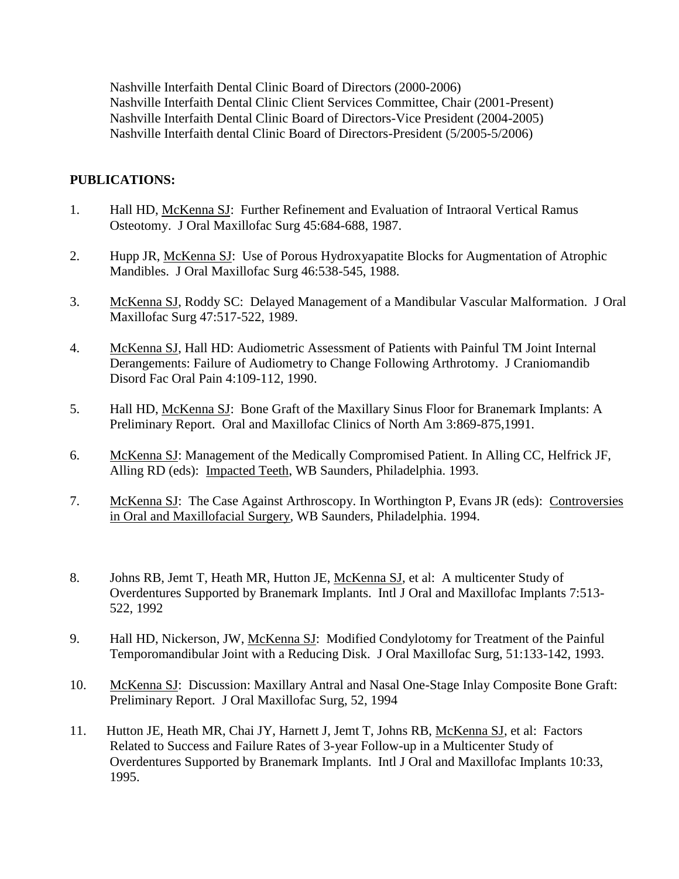Nashville Interfaith Dental Clinic Board of Directors (2000-2006)
Nashville Interfaith Dental Clinic Client Services Committee, Chair (2001-Present)
Nashville Interfaith Dental Clinic Board of Directors-Vice President (2004-2005)
Nashville Interfaith dental Clinic Board of Directors-President (5/2005-5/2006)

**PUBLICATIONS:**

1. Hall HD, <u>McKenna SJ</u>: Further Refinement and Evaluation of Intraoral Vertical Ramus Osteotomy. J Oral Maxillofac Surg 45:684-688, 1987.

2. Hupp JR, <u>McKenna SJ</u>: Use of Porous Hydroxyapatite Blocks for Augmentation of Atrophic Mandibles. J Oral Maxillofac Surg 46:538-545, 1988.

3. <u>McKenna SJ</u>, Roddy SC: Delayed Management of a Mandibular Vascular Malformation. J Oral Maxillofac Surg 47:517-522, 1989.

4. <u>McKenna SJ</u>, Hall HD: Audiometric Assessment of Patients with Painful TM Joint Internal Derangements: Failure of Audiometry to Change Following Arthrotomy. J Craniomandib Disord Fac Oral Pain 4:109-112, 1990.

5. Hall HD, <u>McKenna SJ</u>: Bone Graft of the Maxillary Sinus Floor for Branemark Implants: A Preliminary Report. Oral and Maxillofac Clinics of North Am 3:869-875,1991.

6. <u>McKenna SJ</u>: Management of the Medically Compromised Patient. In Alling CC, Helfrick JF, Alling RD (eds): <u>Impacted Teeth</u>, WB Saunders, Philadelphia. 1993.

7. <u>McKenna SJ</u>: The Case Against Arthroscopy. In Worthington P, Evans JR (eds): <u>Controversies in Oral and Maxillofacial Surgery</u>, WB Saunders, Philadelphia. 1994.

8. Johns RB, Jemt T, Heath MR, Hutton JE, <u>McKenna SJ</u>, et al: A multicenter Study of Overdentures Supported by Branemark Implants. Intl J Oral and Maxillofac Implants 7:513-522, 1992

9. Hall HD, Nickerson, JW, <u>McKenna SJ</u>: Modified Condylotomy for Treatment of the Painful Temporomandibular Joint with a Reducing Disk. J Oral Maxillofac Surg, 51:133-142, 1993.

10. <u>McKenna SJ</u>: Discussion: Maxillary Antral and Nasal One-Stage Inlay Composite Bone Graft: Preliminary Report. J Oral Maxillofac Surg, 52, 1994

11. Hutton JE, Heath MR, Chai JY, Harnett J, Jemt T, Johns RB, <u>McKenna SJ</u>, et al: Factors Related to Success and Failure Rates of 3-year Follow-up in a Multicenter Study of Overdentures Supported by Branemark Implants. Intl J Oral and Maxillofac Implants 10:33, 1995.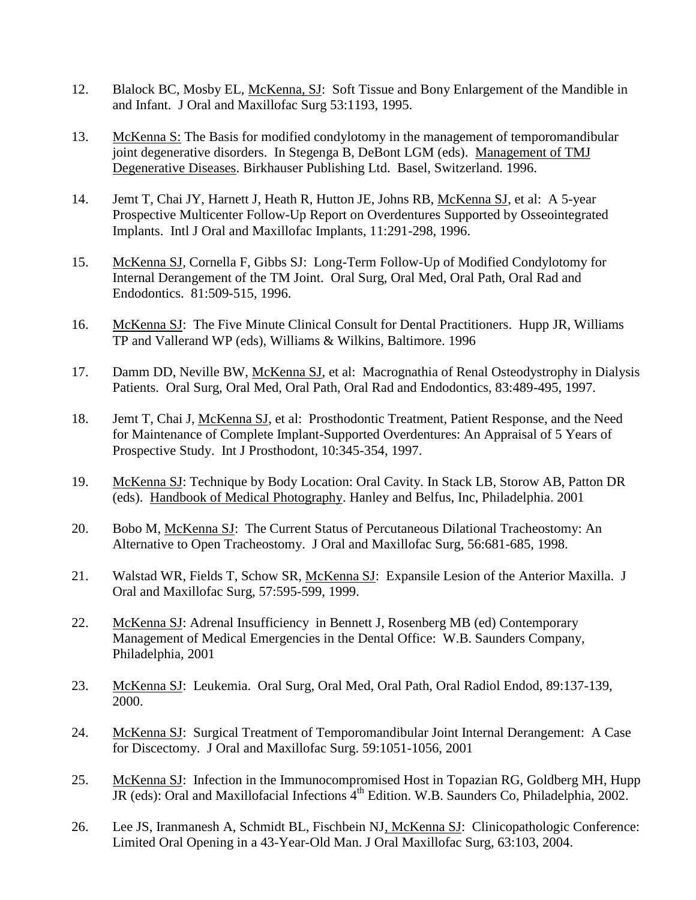12. Blalock BC, Mosby EL, McKenna, SJ: Soft Tissue and Bony Enlargement of the Mandible in and Infant. J Oral and Maxillofac Surg 53:1193, 1995.

13. McKenna S: The Basis for modified condylotomy in the management of temporomandibular joint degenerative disorders. In Stegenga B, DeBont LGM (eds). Management of TMJ Degenerative Diseases. Birkhauser Publishing Ltd. Basel, Switzerland. 1996.

14. Jemt T, Chai JY, Harnett J, Heath R, Hutton JE, Johns RB, McKenna SJ, et al: A 5-year Prospective Multicenter Follow-Up Report on Overdentures Supported by Osseointegrated Implants. Intl J Oral and Maxillofac Implants, 11:291-298, 1996.

15. McKenna SJ, Cornella F, Gibbs SJ: Long-Term Follow-Up of Modified Condylotomy for Internal Derangement of the TM Joint. Oral Surg, Oral Med, Oral Path, Oral Rad and Endodontics. 81:509-515, 1996.

16. McKenna SJ: The Five Minute Clinical Consult for Dental Practitioners. Hupp JR, Williams TP and Vallerand WP (eds), Williams & Wilkins, Baltimore. 1996

17. Damm DD, Neville BW, McKenna SJ, et al: Macrognathia of Renal Osteodystrophy in Dialysis Patients. Oral Surg, Oral Med, Oral Path, Oral Rad and Endodontics, 83:489-495, 1997.

18. Jemt T, Chai J, McKenna SJ, et al: Prosthodontic Treatment, Patient Response, and the Need for Maintenance of Complete Implant-Supported Overdentures: An Appraisal of 5 Years of Prospective Study. Int J Prosthodont, 10:345-354, 1997.

19. McKenna SJ: Technique by Body Location: Oral Cavity. In Stack LB, Storow AB, Patton DR (eds). Handbook of Medical Photography. Hanley and Belfus, Inc, Philadelphia. 2001

20. Bobo M, McKenna SJ: The Current Status of Percutaneous Dilational Tracheostomy: An Alternative to Open Tracheostomy. J Oral and Maxillofac Surg, 56:681-685, 1998.

21. Walstad WR, Fields T, Schow SR, McKenna SJ: Expansile Lesion of the Anterior Maxilla. J Oral and Maxillofac Surg, 57:595-599, 1999.

22. McKenna SJ: Adrenal Insufficiency in Bennett J, Rosenberg MB (ed) Contemporary Management of Medical Emergencies in the Dental Office: W.B. Saunders Company, Philadelphia, 2001

23. McKenna SJ: Leukemia. Oral Surg, Oral Med, Oral Path, Oral Radiol Endod, 89:137-139, 2000.

24. McKenna SJ: Surgical Treatment of Temporomandibular Joint Internal Derangement: A Case for Discectomy. J Oral and Maxillofac Surg. 59:1051-1056, 2001

25. McKenna SJ: Infection in the Immunocompromised Host in Topazian RG, Goldberg MH, Hupp JR (eds): Oral and Maxillofacial Infections 4th Edition. W.B. Saunders Co, Philadelphia, 2002.

26. Lee JS, Iranmanesh A, Schmidt BL, Fischbein NJ, McKenna SJ: Clinicopathologic Conference: Limited Oral Opening in a 43-Year-Old Man. J Oral Maxillofac Surg, 63:103, 2004.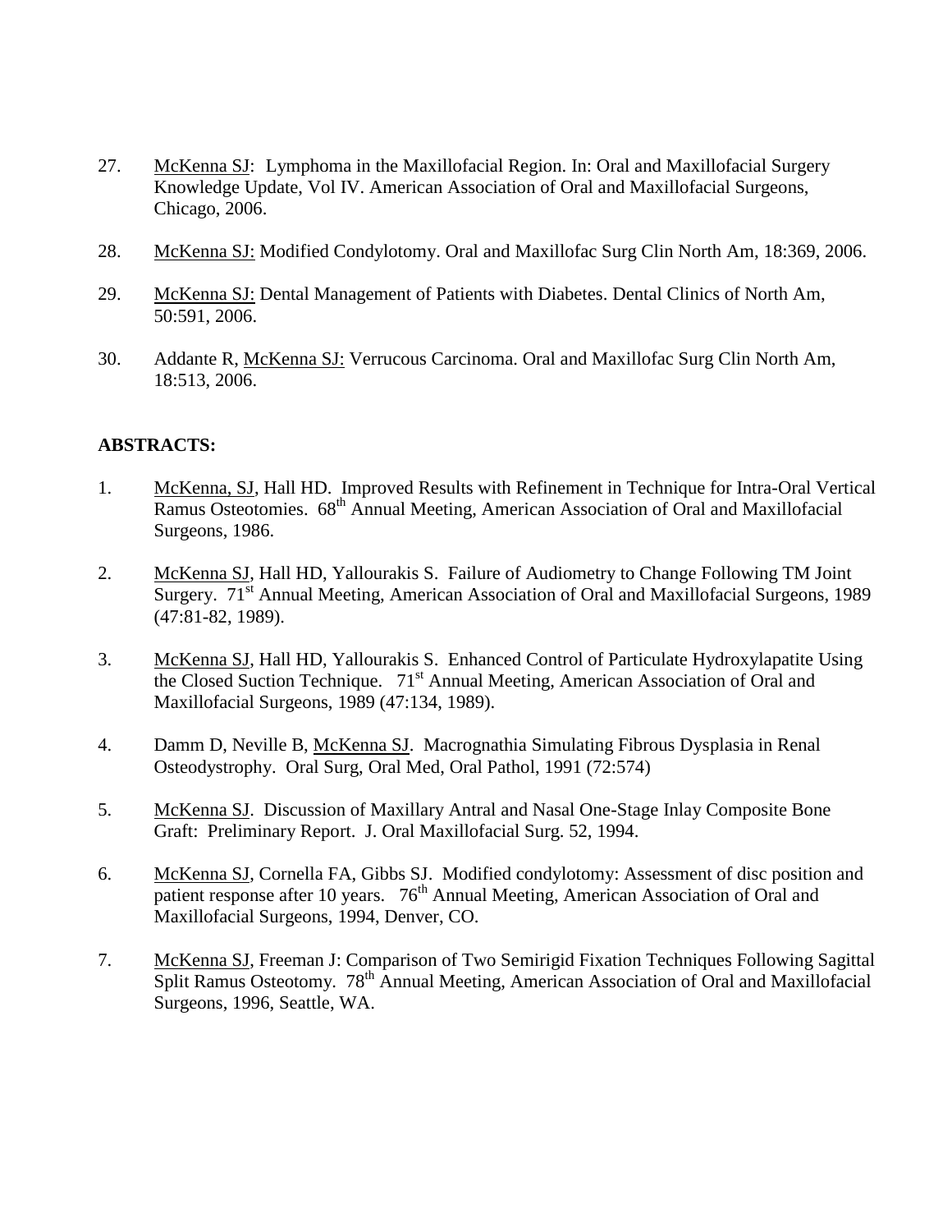27. McKenna SJ: Lymphoma in the Maxillofacial Region. In: Oral and Maxillofacial Surgery Knowledge Update, Vol IV. American Association of Oral and Maxillofacial Surgeons, Chicago, 2006.

28. McKenna SJ: Modified Condylotomy. Oral and Maxillofac Surg Clin North Am, 18:369, 2006.

29. McKenna SJ: Dental Management of Patients with Diabetes. Dental Clinics of North Am, 50:591, 2006.

30. Addante R, McKenna SJ: Verrucous Carcinoma. Oral and Maxillofac Surg Clin North Am, 18:513, 2006.

**ABSTRACTS:**

1. McKenna, SJ, Hall HD. Improved Results with Refinement in Technique for Intra-Oral Vertical Ramus Osteotomies. 68th Annual Meeting, American Association of Oral and Maxillofacial Surgeons, 1986.

2. McKenna SJ, Hall HD, Yallourakis S. Failure of Audiometry to Change Following TM Joint Surgery. 71st Annual Meeting, American Association of Oral and Maxillofacial Surgeons, 1989 (47:81-82, 1989).

3. McKenna SJ, Hall HD, Yallourakis S. Enhanced Control of Particulate Hydroxylapatite Using the Closed Suction Technique. 71st Annual Meeting, American Association of Oral and Maxillofacial Surgeons, 1989 (47:134, 1989).

4. Damm D, Neville B, McKenna SJ. Macrognathia Simulating Fibrous Dysplasia in Renal Osteodystrophy. Oral Surg, Oral Med, Oral Pathol, 1991 (72:574)

5. McKenna SJ. Discussion of Maxillary Antral and Nasal One-Stage Inlay Composite Bone Graft: Preliminary Report. J. Oral Maxillofacial Surg. 52, 1994.

6. McKenna SJ, Cornella FA, Gibbs SJ. Modified condylotomy: Assessment of disc position and patient response after 10 years. 76th Annual Meeting, American Association of Oral and Maxillofacial Surgeons, 1994, Denver, CO.

7. McKenna SJ, Freeman J: Comparison of Two Semirigid Fixation Techniques Following Sagittal Split Ramus Osteotomy. 78th Annual Meeting, American Association of Oral and Maxillofacial Surgeons, 1996, Seattle, WA.